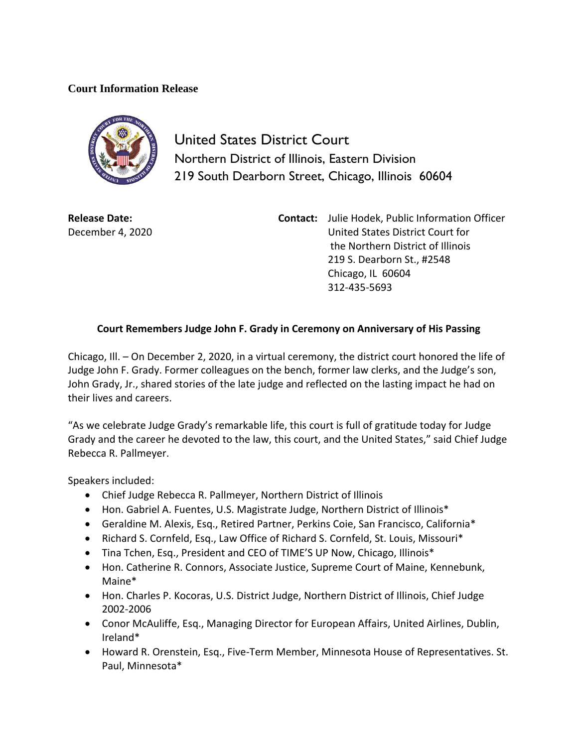**Court Information Release**

United States District Court
Northern District of Illinois, Eastern Division
219 South Dearborn Street, Chicago, Illinois 60604

**Release Date:**
December 4, 2020

**Contact:** Julie Hodek, Public Information Officer
United States District Court for
the Northern District of Illinois
219 S. Dearborn St., #2548
Chicago, IL 60604
312-435-5693

**Court Remembers Judge John F. Grady in Ceremony on Anniversary of His Passing**

Chicago, Ill. – On December 2, 2020, in a virtual ceremony, the district court honored the life of Judge John F. Grady. Former colleagues on the bench, former law clerks, and the Judge's son, John Grady, Jr., shared stories of the late judge and reflected on the lasting impact he had on their lives and careers.

"As we celebrate Judge Grady's remarkable life, this court is full of gratitude today for Judge Grady and the career he devoted to the law, this court, and the United States," said Chief Judge Rebecca R. Pallmeyer.

Speakers included:

- Chief Judge Rebecca R. Pallmeyer, Northern District of Illinois
- Hon. Gabriel A. Fuentes, U.S. Magistrate Judge, Northern District of Illinois*
- Geraldine M. Alexis, Esq., Retired Partner, Perkins Coie, San Francisco, California*
- Richard S. Cornfeld, Esq., Law Office of Richard S. Cornfeld, St. Louis, Missouri*
- Tina Tchen, Esq., President and CEO of TIME'S UP Now, Chicago, Illinois*
- Hon. Catherine R. Connors, Associate Justice, Supreme Court of Maine, Kennebunk, Maine*
- Hon. Charles P. Kocoras, U.S. District Judge, Northern District of Illinois, Chief Judge 2002-2006
- Conor McAuliffe, Esq., Managing Director for European Affairs, United Airlines, Dublin, Ireland*
- Howard R. Orenstein, Esq., Five-Term Member, Minnesota House of Representatives. St. Paul, Minnesota*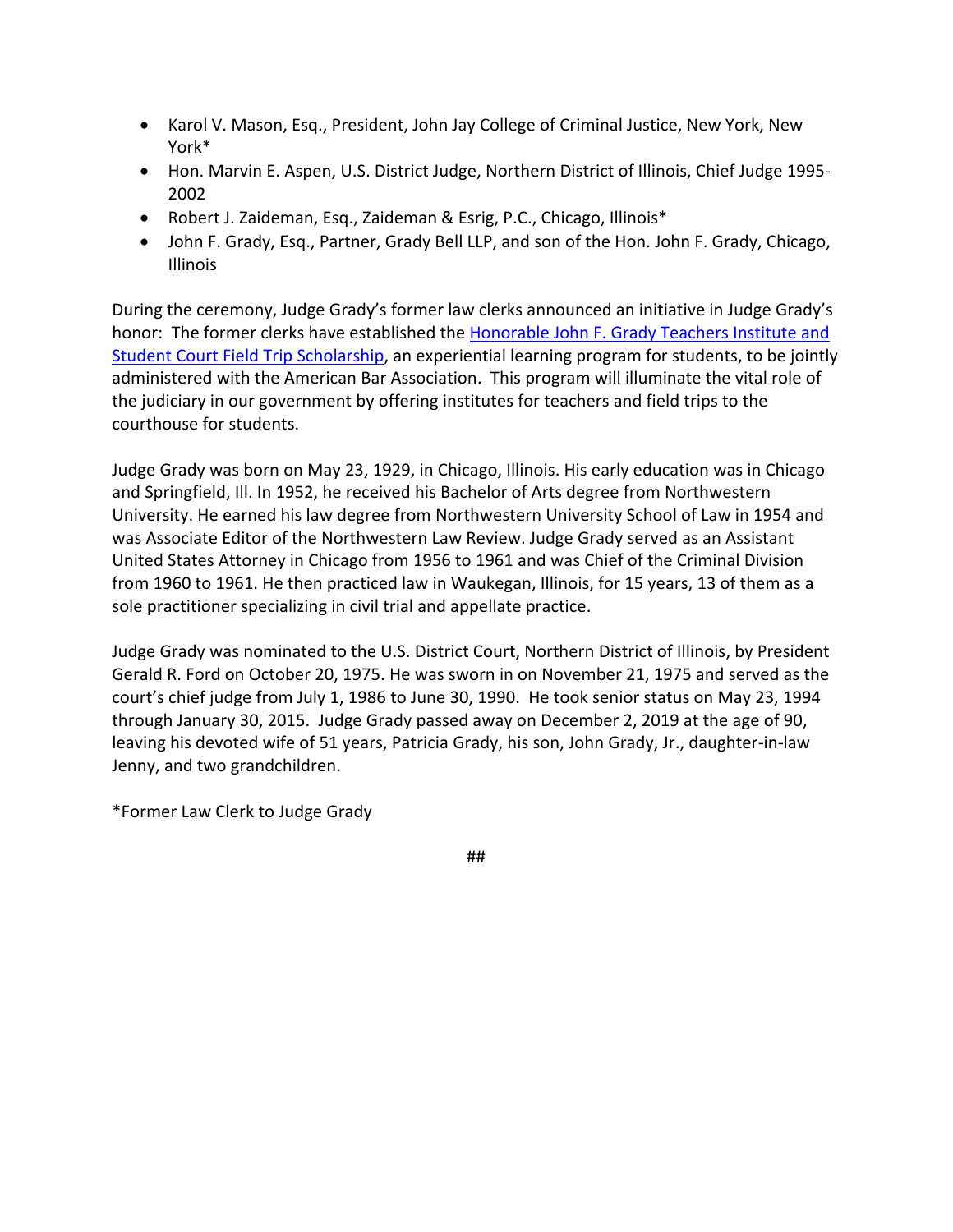- Karol V. Mason, Esq., President, John Jay College of Criminal Justice, New York, New York*
- Hon. Marvin E. Aspen, U.S. District Judge, Northern District of Illinois, Chief Judge 1995-2002
- Robert J. Zaideman, Esq., Zaideman & Esrig, P.C., Chicago, Illinois*
- John F. Grady, Esq., Partner, Grady Bell LLP, and son of the Hon. John F. Grady, Chicago, Illinois

During the ceremony, Judge Grady's former law clerks announced an initiative in Judge Grady's honor: The former clerks have established the Honorable John F. Grady Teachers Institute and Student Court Field Trip Scholarship, an experiential learning program for students, to be jointly administered with the American Bar Association. This program will illuminate the vital role of the judiciary in our government by offering institutes for teachers and field trips to the courthouse for students.

Judge Grady was born on May 23, 1929, in Chicago, Illinois. His early education was in Chicago and Springfield, Ill. In 1952, he received his Bachelor of Arts degree from Northwestern University. He earned his law degree from Northwestern University School of Law in 1954 and was Associate Editor of the Northwestern Law Review. Judge Grady served as an Assistant United States Attorney in Chicago from 1956 to 1961 and was Chief of the Criminal Division from 1960 to 1961. He then practiced law in Waukegan, Illinois, for 15 years, 13 of them as a sole practitioner specializing in civil trial and appellate practice.

Judge Grady was nominated to the U.S. District Court, Northern District of Illinois, by President Gerald R. Ford on October 20, 1975. He was sworn in on November 21, 1975 and served as the court's chief judge from July 1, 1986 to June 30, 1990. He took senior status on May 23, 1994 through January 30, 2015. Judge Grady passed away on December 2, 2019 at the age of 90, leaving his devoted wife of 51 years, Patricia Grady, his son, John Grady, Jr., daughter-in-law Jenny, and two grandchildren.

*Former Law Clerk to Judge Grady

##